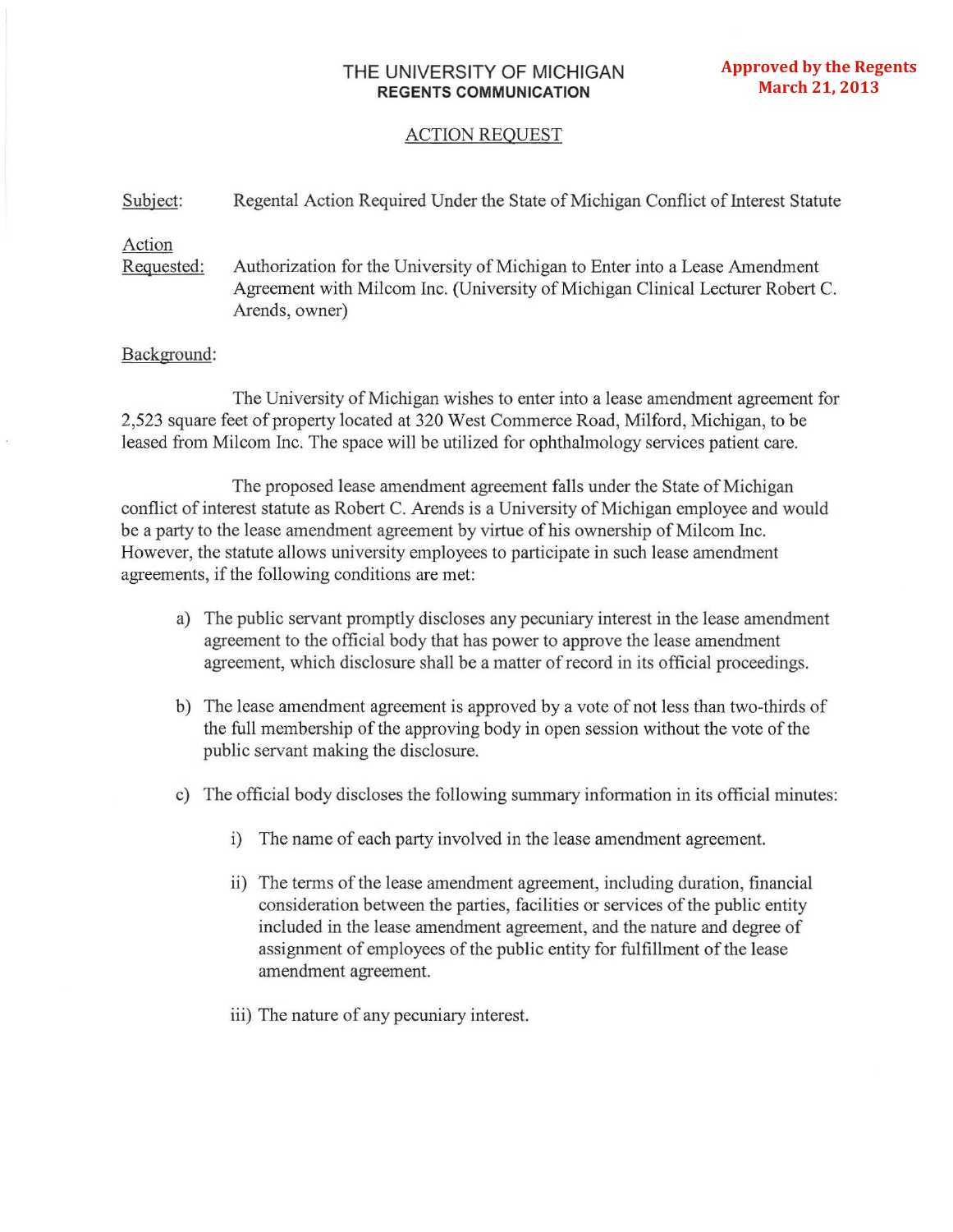# THE UNIVERSITY OF MICHIGAN
## REGENTS COMMUNICATION

**Approved by the Regents**
**March 21, 2013**

ACTION REQUEST

Subject: Regental Action Required Under the State of Michigan Conflict of Interest Statute

Action Requested: Authorization for the University of Michigan to Enter into a Lease Amendment Agreement with Milcom Inc. (University of Michigan Clinical Lecturer Robert C. Arends, owner)

Background:

The University of Michigan wishes to enter into a lease amendment agreement for 2,523 square feet of property located at 320 West Commerce Road, Milford, Michigan, to be leased from Milcom Inc. The space will be utilized for ophthalmology services patient care.

The proposed lease amendment agreement falls under the State of Michigan conflict of interest statute as Robert C. Arends is a University of Michigan employee and would be a party to the lease amendment agreement by virtue of his ownership of Milcom Inc. However, the statute allows university employees to participate in such lease amendment agreements, if the following conditions are met:

a) The public servant promptly discloses any pecuniary interest in the lease amendment agreement to the official body that has power to approve the lease amendment agreement, which disclosure shall be a matter of record in its official proceedings.

b) The lease amendment agreement is approved by a vote of not less than two-thirds of the full membership of the approving body in open session without the vote of the public servant making the disclosure.

c) The official body discloses the following summary information in its official minutes:

   i) The name of each party involved in the lease amendment agreement.

   ii) The terms of the lease amendment agreement, including duration, financial consideration between the parties, facilities or services of the public entity included in the lease amendment agreement, and the nature and degree of assignment of employees of the public entity for fulfillment of the lease amendment agreement.

   iii) The nature of any pecuniary interest.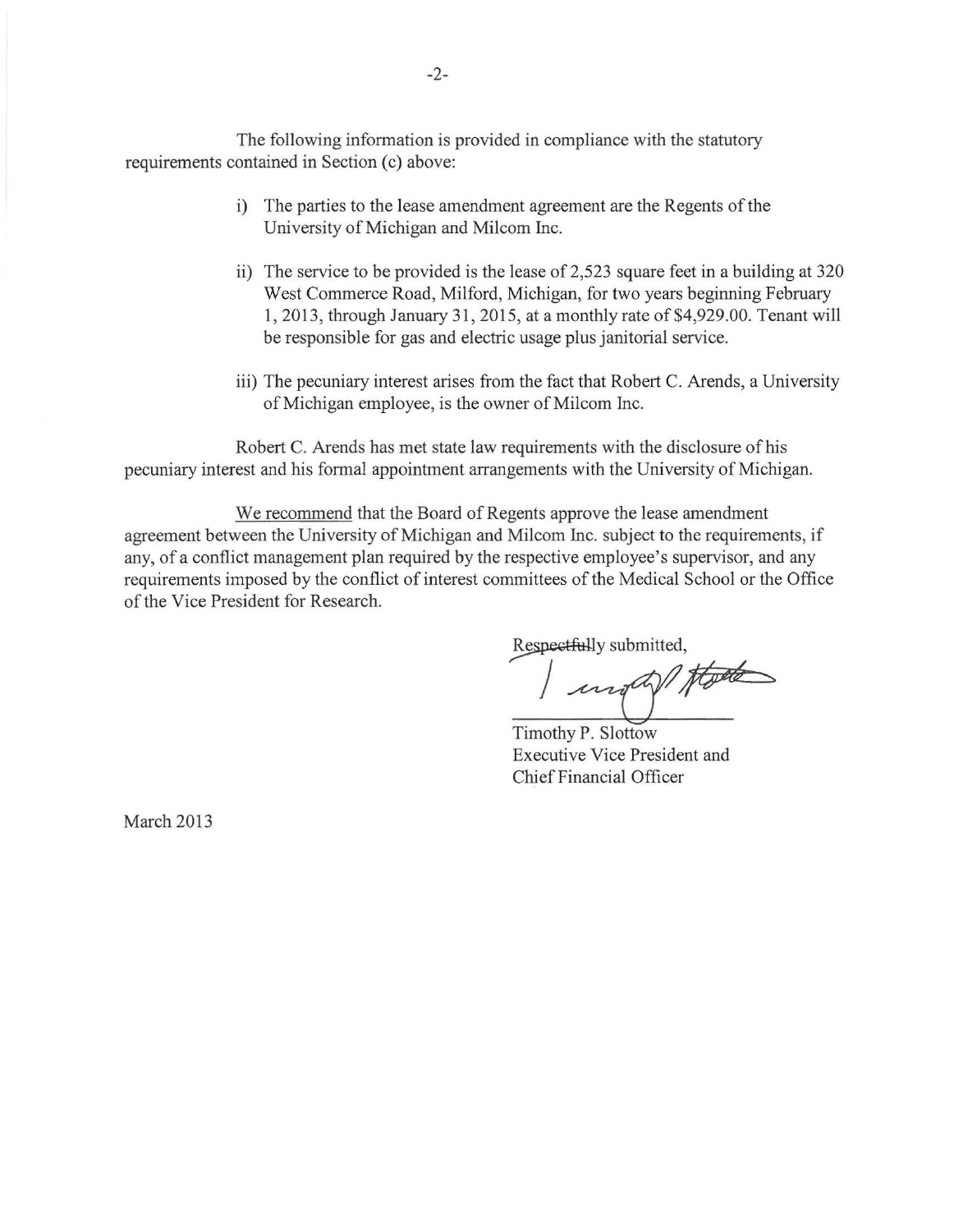The following information is provided in compliance with the statutory requirements contained in Section (c) above:

i) The parties to the lease amendment agreement are the Regents of the University of Michigan and Milcom Inc.

ii) The service to be provided is the lease of 2,523 square feet in a building at 320 West Commerce Road, Milford, Michigan, for two years beginning February 1, 2013, through January 31, 2015, at a monthly rate of $4,929.00. Tenant will be responsible for gas and electric usage plus janitorial service.

iii) The pecuniary interest arises from the fact that Robert C. Arends, a University of Michigan employee, is the owner of Milcom Inc.

Robert C. Arends has met state law requirements with the disclosure of his pecuniary interest and his formal appointment arrangements with the University of Michigan.

We recommend that the Board of Regents approve the lease amendment agreement between the University of Michigan and Milcom Inc. subject to the requirements, if any, of a conflict management plan required by the respective employee's supervisor, and any requirements imposed by the conflict of interest committees of the Medical School or the Office of the Vice President for Research.

Respectfully submitted,

Timothy P. Slottow
Executive Vice President and
Chief Financial Officer

March 2013